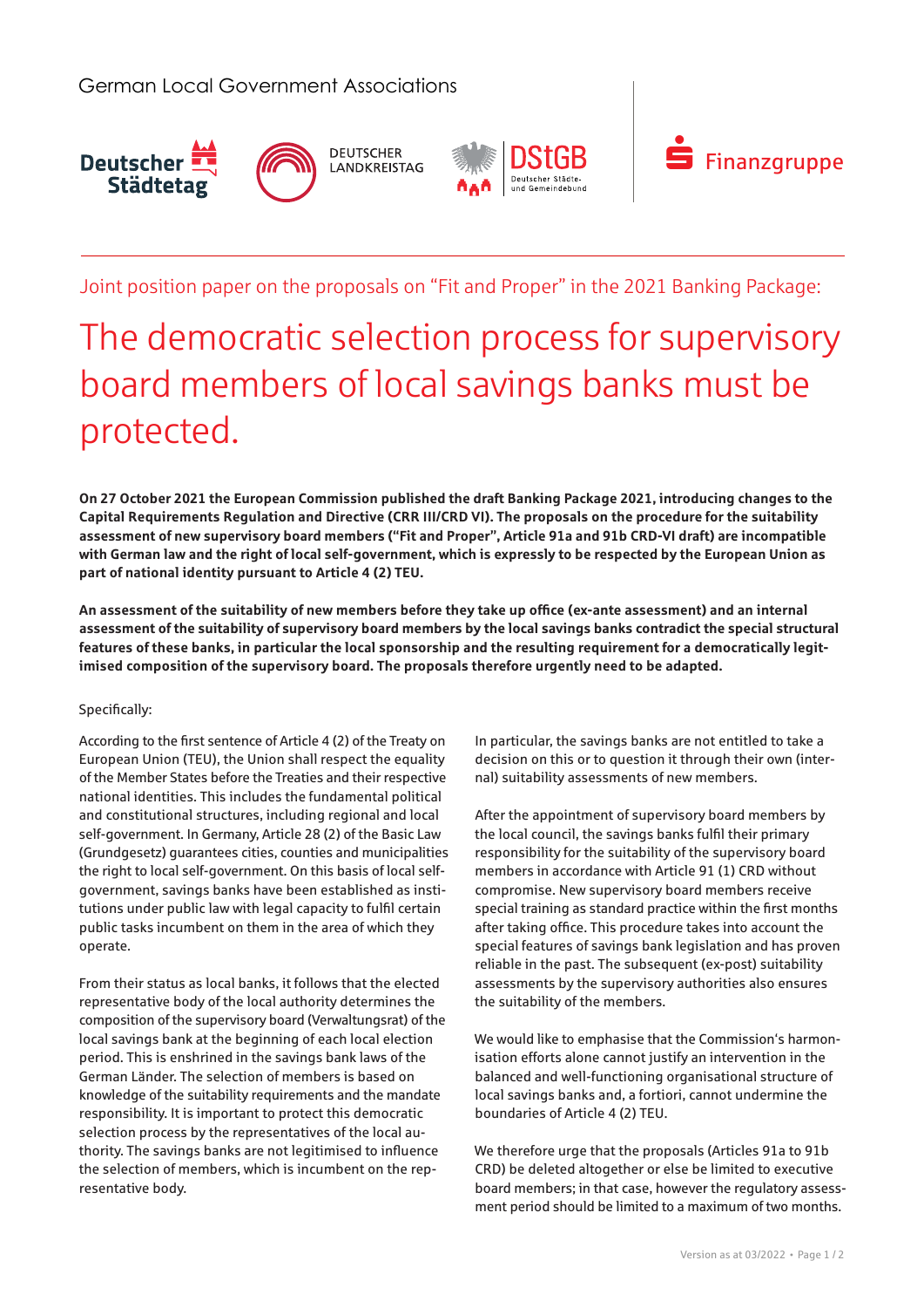German Local Government Associations

Deutscher Städtetag | DEUTSCHER LANDKREISTAG | DStGB Deutscher Städte- und Gemeindebund | Finanzgruppe

Joint position paper on the proposals on "Fit and Proper" in the 2021 Banking Package:

# The democratic selection process for supervisory board members of local savings banks must be protected.

**On 27 October 2021 the European Commission published the draft Banking Package 2021, introducing changes to the Capital Requirements Regulation and Directive (CRR III/CRD VI). The proposals on the procedure for the suitability assessment of new supervisory board members ("Fit and Proper", Article 91a and 91b CRD-VI draft) are incompatible with German law and the right of local self-government, which is expressly to be respected by the European Union as part of national identity pursuant to Article 4 (2) TEU.**

**An assessment of the suitability of new members before they take up office (ex-ante assessment) and an internal assessment of the suitability of supervisory board members by the local savings banks contradict the special structural features of these banks, in particular the local sponsorship and the resulting requirement for a democratically legitimised composition of the supervisory board. The proposals therefore urgently need to be adapted.**

Specifically:

According to the first sentence of Article 4 (2) of the Treaty on European Union (TEU), the Union shall respect the equality of the Member States before the Treaties and their respective national identities. This includes the fundamental political and constitutional structures, including regional and local self-government. In Germany, Article 28 (2) of the Basic Law (Grundgesetz) guarantees cities, counties and municipalities the right to local self-government. On this basis of local self-government, savings banks have been established as institutions under public law with legal capacity to fulfil certain public tasks incumbent on them in the area of which they operate.

From their status as local banks, it follows that the elected representative body of the local authority determines the composition of the supervisory board (Verwaltungsrat) of the local savings bank at the beginning of each local election period. This is enshrined in the savings bank laws of the German Länder. The selection of members is based on knowledge of the suitability requirements and the mandate responsibility. It is important to protect this democratic selection process by the representatives of the local authority. The savings banks are not legitimised to influence the selection of members, which is incumbent on the representative body.

In particular, the savings banks are not entitled to take a decision on this or to question it through their own (internal) suitability assessments of new members.

After the appointment of supervisory board members by the local council, the savings banks fulfil their primary responsibility for the suitability of the supervisory board members in accordance with Article 91 (1) CRD without compromise. New supervisory board members receive special training as standard practice within the first months after taking office. This procedure takes into account the special features of savings bank legislation and has proven reliable in the past. The subsequent (ex-post) suitability assessments by the supervisory authorities also ensures the suitability of the members.

We would like to emphasise that the Commission's harmonisation efforts alone cannot justify an intervention in the balanced and well-functioning organisational structure of local savings banks and, a fortiori, cannot undermine the boundaries of Article 4 (2) TEU.

We therefore urge that the proposals (Articles 91a to 91b CRD) be deleted altogether or else be limited to executive board members; in that case, however the regulatory assessment period should be limited to a maximum of two months.

Version as at 03/2022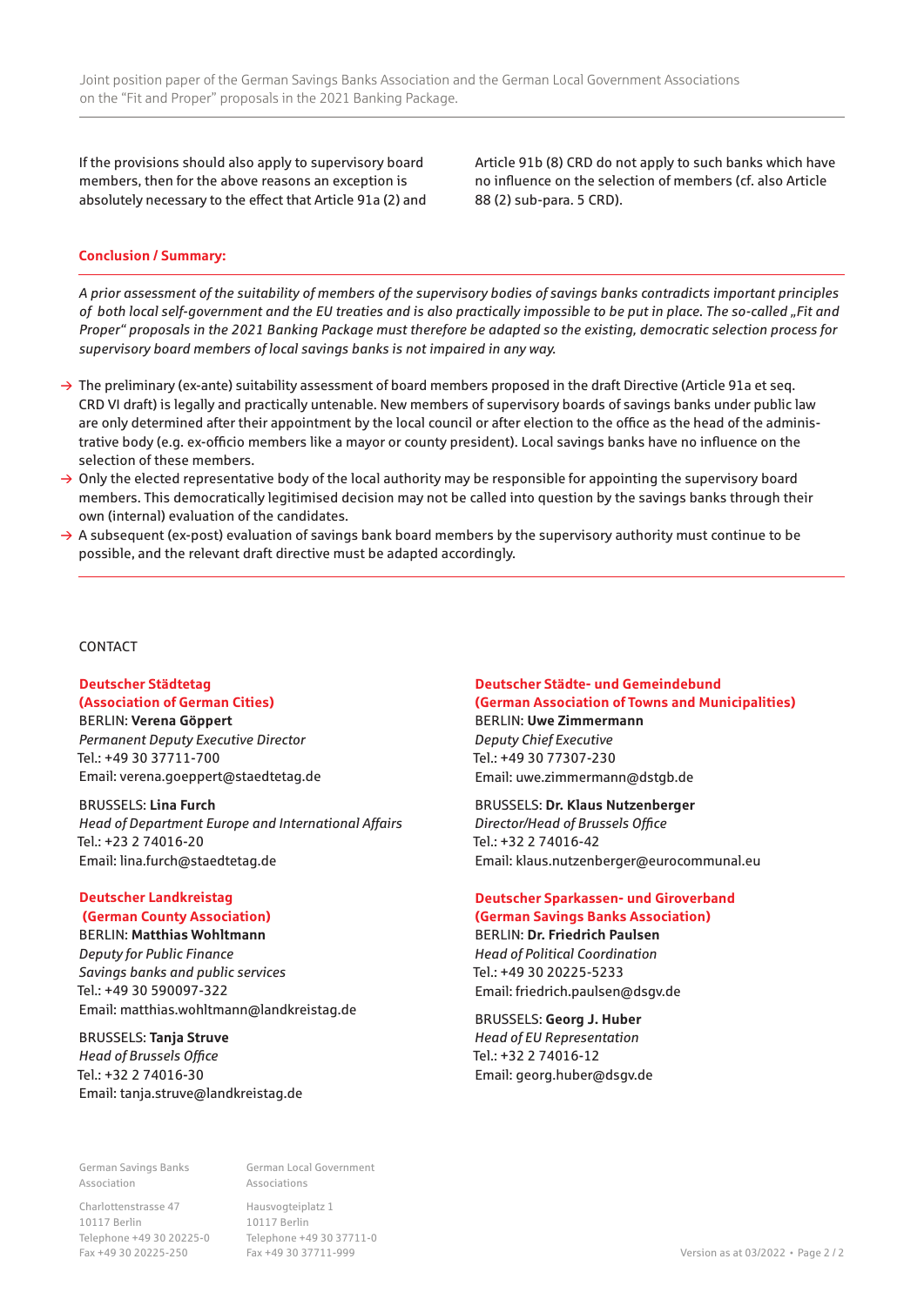If the provisions should also apply to supervisory board members, then for the above reasons an exception is absolutely necessary to the effect that Article 91a (2) and Article 91b (8) CRD do not apply to such banks which have no influence on the selection of members (cf. also Article 88 (2) sub-para. 5 CRD).

**Conclusion / Summary:**

*A prior assessment of the suitability of members of the supervisory bodies of savings banks contradicts important principles of both local self-government and the EU treaties and is also practically impossible to be put in place. The so-called „Fit and Proper" proposals in the 2021 Banking Package must therefore be adapted so the existing, democratic selection process for supervisory board members of local savings banks is not impaired in any way.*

- → The preliminary (ex-ante) suitability assessment of board members proposed in the draft Directive (Article 91a et seq. CRD VI draft) is legally and practically untenable. New members of supervisory boards of savings banks under public law are only determined after their appointment by the local council or after election to the office as the head of the administrative body (e.g. ex-officio members like a mayor or county president). Local savings banks have no influence on the selection of these members.
- → Only the elected representative body of the local authority may be responsible for appointing the supervisory board members. This democratically legitimised decision may not be called into question by the savings banks through their own (internal) evaluation of the candidates.
- → A subsequent (ex-post) evaluation of savings bank board members by the supervisory authority must continue to be possible, and the relevant draft directive must be adapted accordingly.

CONTACT

**Deutscher Städtetag**
**(Association of German Cities)**
BERLIN: **Verena Göppert**
*Permanent Deputy Executive Director*
Tel.: +49 30 37711-700
Email: verena.goeppert@staedtetag.de

BRUSSELS: **Lina Furch**
*Head of Department Europe and International Affairs*
Tel.: +23 2 74016-20
Email: lina.furch@staedtetag.de

**Deutscher Landkreistag**
**(German County Association)**
BERLIN: **Matthias Wohltmann**
*Deputy for Public Finance*
*Savings banks and public services*
Tel.: +49 30 590097-322
Email: matthias.wohltmann@landkreistag.de

BRUSSELS: **Tanja Struve**
*Head of Brussels Office*
Tel.: +32 2 74016-30
Email: tanja.struve@landkreistag.de

**Deutscher Städte- und Gemeindebund**
**(German Association of Towns and Municipalities)**
BERLIN: **Uwe Zimmermann**
*Deputy Chief Executive*
Tel.: +49 30 77307-230
Email: uwe.zimmermann@dstgb.de

BRUSSELS: **Dr. Klaus Nutzenberger**
*Director/Head of Brussels Office*
Tel.: +32 2 74016-42
Email: klaus.nutzenberger@eurocommunal.eu

**Deutscher Sparkassen- und Giroverband**
**(German Savings Banks Association)**
BERLIN: **Dr. Friedrich Paulsen**
*Head of Political Coordination*
Tel.: +49 30 20225-5233
Email: friedrich.paulsen@dsgv.de

BRUSSELS: **Georg J. Huber**
*Head of EU Representation*
Tel.: +32 2 74016-12
Email: georg.huber@dsgv.de

German Savings Banks Association
Charlottenstrasse 47
10117 Berlin
Telephone +49 30 20225-0
Fax +49 30 20225-250

German Local Government Associations
Hausvogteiplatz 1
10117 Berlin
Telephone +49 30 37711-0
Fax +49 30 37711-999

Version as at 03/2022